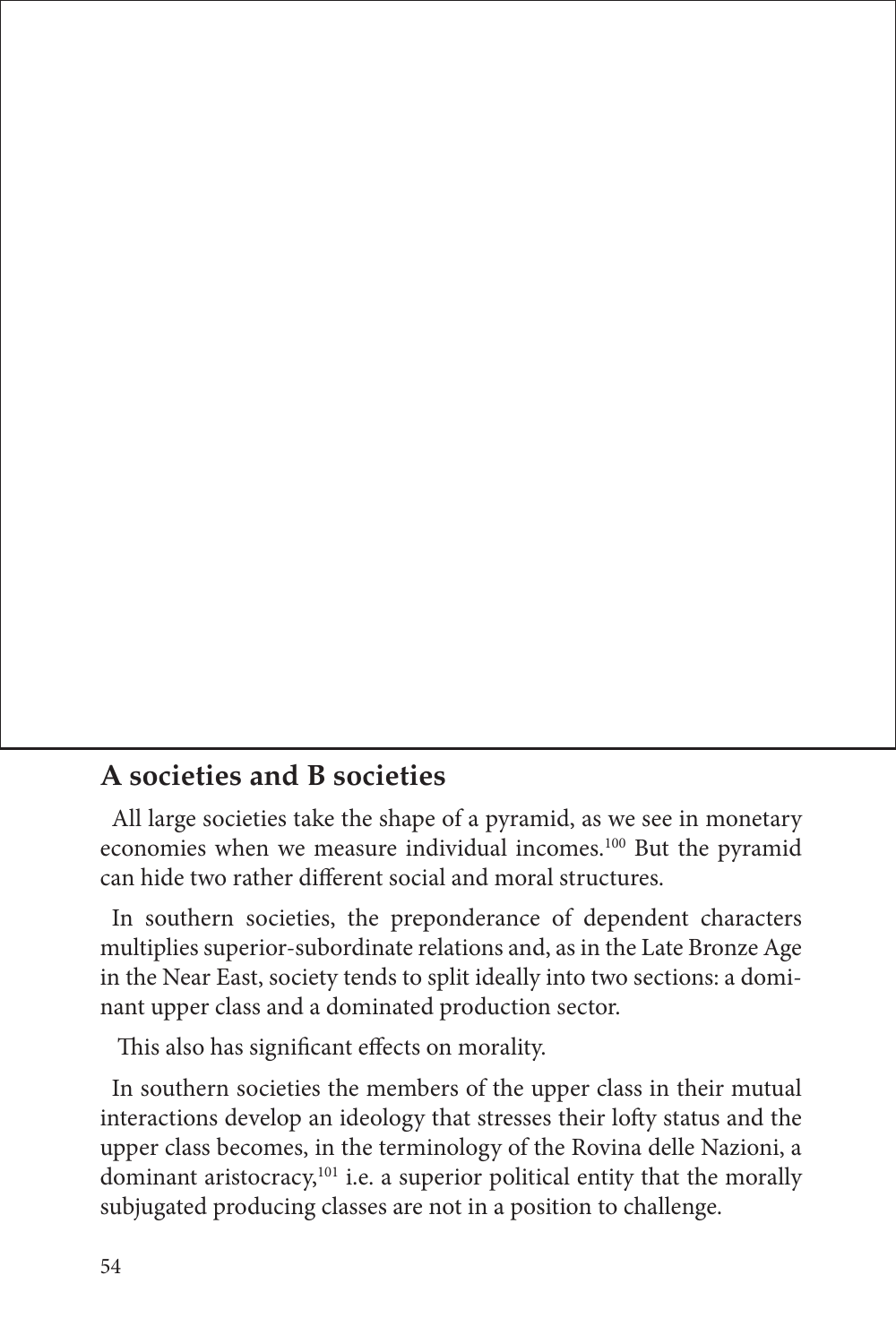## A societies and B societies

All large societies take the shape of a pyramid, as we see in monetary economies when we measure individual incomes.[100] But the pyramid can hide two rather different social and moral structures.

In southern societies, the preponderance of dependent characters multiplies superior-subordinate relations and, as in the Late Bronze Age in the Near East, society tends to split ideally into two sections: a dominant upper class and a dominated production sector.

This also has significant effects on morality.

In southern societies the members of the upper class in their mutual interactions develop an ideology that stresses their lofty status and the upper class becomes, in the terminology of the Rovina delle Nazioni, a dominant aristocracy,[101] i.e. a superior political entity that the morally subjugated producing classes are not in a position to challenge.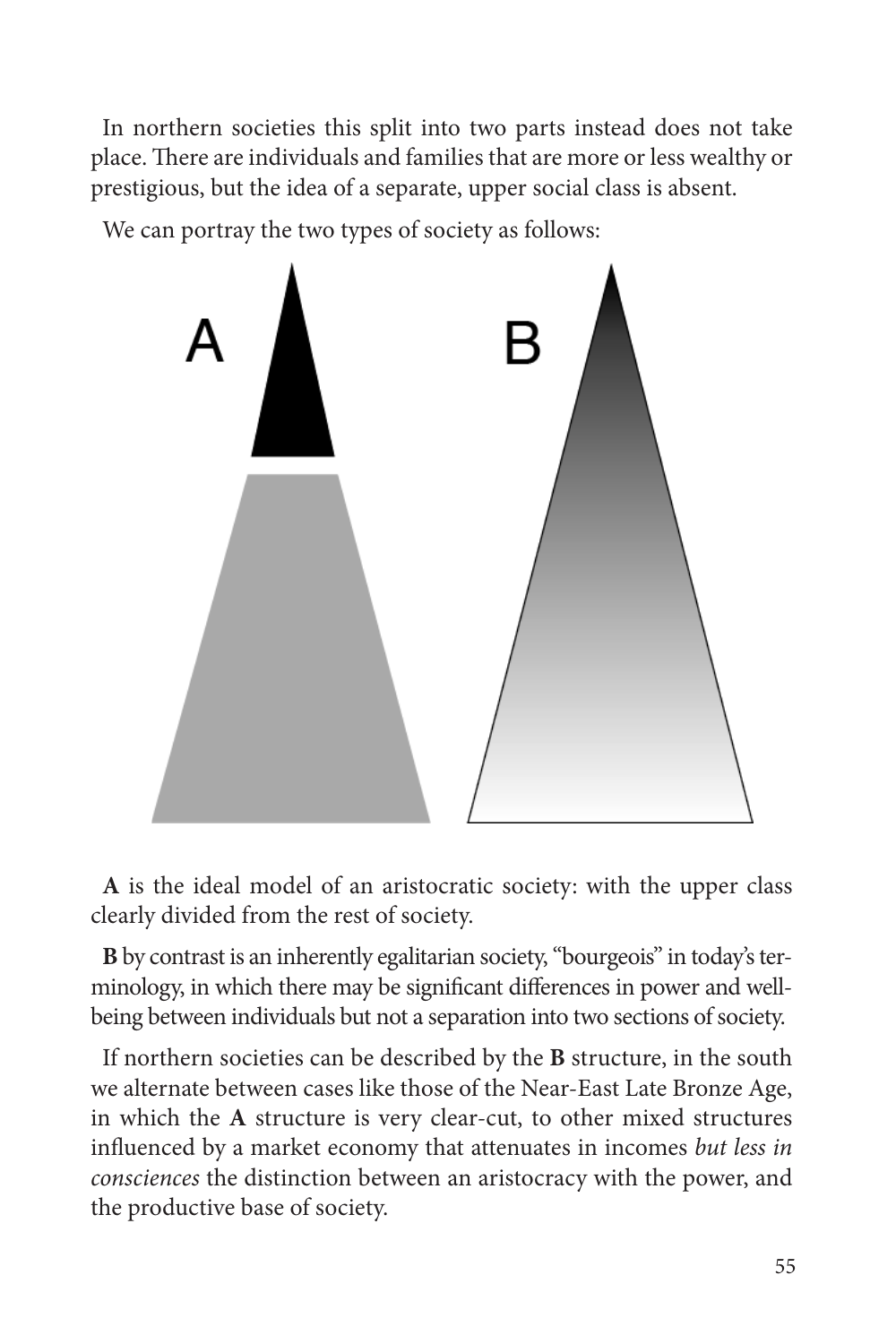In northern societies this split into two parts instead does not take place. There are individuals and families that are more or less wealthy or prestigious, but the idea of a separate, upper social class is absent.

We can portray the two types of society as follows:

**A** is the ideal model of an aristocratic society: with the upper class clearly divided from the rest of society.

**B** by contrast is an inherently egalitarian society, "bourgeois" in today's terminology, in which there may be significant differences in power and well-being between individuals but not a separation into two sections of society.

If northern societies can be described by the **B** structure, in the south we alternate between cases like those of the Near-East Late Bronze Age, in which the **A** structure is very clear-cut, to other mixed structures influenced by a market economy that attenuates in incomes *but less in consciences* the distinction between an aristocracy with the power, and the productive base of society.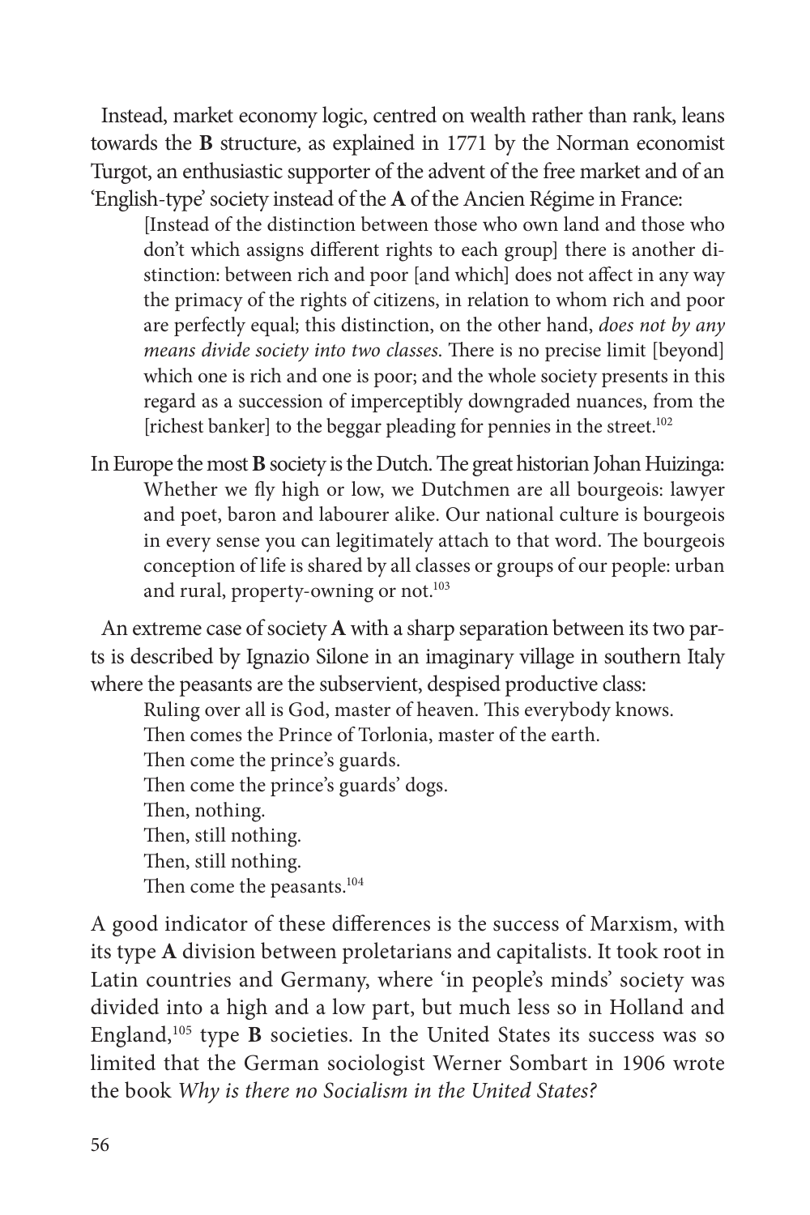Instead, market economy logic, centred on wealth rather than rank, leans towards the **B** structure, as explained in 1771 by the Norman economist Turgot, an enthusiastic supporter of the advent of the free market and of an 'English-type' society instead of the **A** of the Ancien Régime in France:

> [Instead of the distinction between those who own land and those who don't which assigns different rights to each group] there is another distinction: between rich and poor [and which] does not affect in any way the primacy of the rights of citizens, in relation to whom rich and poor are perfectly equal; this distinction, on the other hand, *does not by any means divide society into two classes*. There is no precise limit [beyond] which one is rich and one is poor; and the whole society presents in this regard as a succession of imperceptibly downgraded nuances, from the [richest banker] to the beggar pleading for pennies in the street.[102]

In Europe the most **B** society is the Dutch. The great historian Johan Huizinga:

> Whether we fly high or low, we Dutchmen are all bourgeois: lawyer and poet, baron and labourer alike. Our national culture is bourgeois in every sense you can legitimately attach to that word. The bourgeois conception of life is shared by all classes or groups of our people: urban and rural, property-owning or not.[103]

An extreme case of society **A** with a sharp separation between its two parts is described by Ignazio Silone in an imaginary village in southern Italy where the peasants are the subservient, despised productive class:

> Ruling over all is God, master of heaven. This everybody knows.
> Then comes the Prince of Torlonia, master of the earth.
> Then come the prince's guards.
> Then come the prince's guards' dogs.
> Then, nothing.
> Then, still nothing.
> Then, still nothing.
> Then come the peasants.[104]

A good indicator of these differences is the success of Marxism, with its type **A** division between proletarians and capitalists. It took root in Latin countries and Germany, where 'in people's minds' society was divided into a high and a low part, but much less so in Holland and England,[105] type **B** societies. In the United States its success was so limited that the German sociologist Werner Sombart in 1906 wrote the book *Why is there no Socialism in the United States?*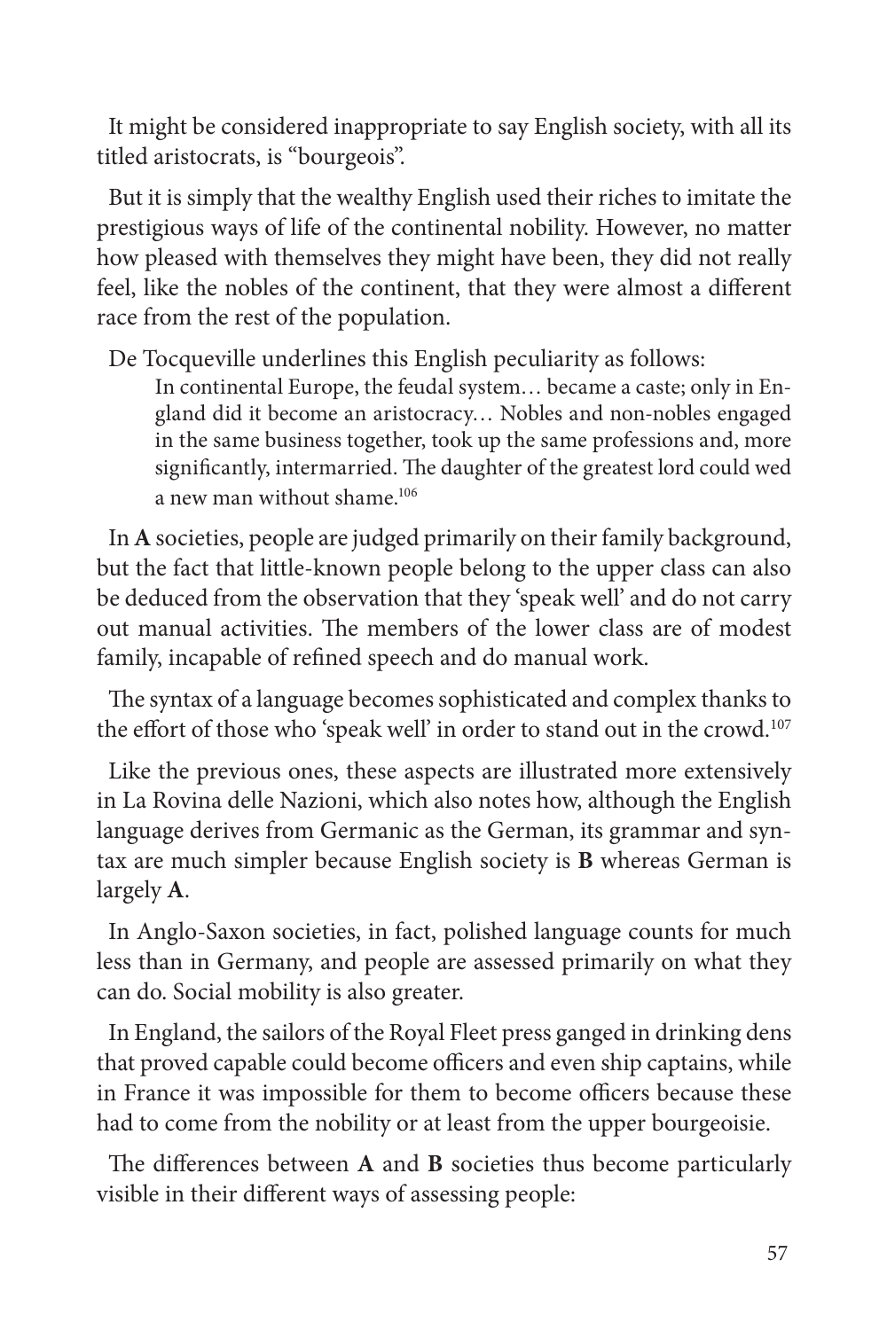It might be considered inappropriate to say English society, with all its titled aristocrats, is "bourgeois".

But it is simply that the wealthy English used their riches to imitate the prestigious ways of life of the continental nobility. However, no matter how pleased with themselves they might have been, they did not really feel, like the nobles of the continent, that they were almost a different race from the rest of the population.

De Tocqueville underlines this English peculiarity as follows:

> In continental Europe, the feudal system… became a caste; only in England did it become an aristocracy… Nobles and non-nobles engaged in the same business together, took up the same professions and, more significantly, intermarried. The daughter of the greatest lord could wed a new man without shame.[106]

In **A** societies, people are judged primarily on their family background, but the fact that little-known people belong to the upper class can also be deduced from the observation that they 'speak well' and do not carry out manual activities. The members of the lower class are of modest family, incapable of refined speech and do manual work.

The syntax of a language becomes sophisticated and complex thanks to the effort of those who 'speak well' in order to stand out in the crowd.[107]

Like the previous ones, these aspects are illustrated more extensively in La Rovina delle Nazioni, which also notes how, although the English language derives from Germanic as the German, its grammar and syntax are much simpler because English society is **B** whereas German is largely **A**.

In Anglo-Saxon societies, in fact, polished language counts for much less than in Germany, and people are assessed primarily on what they can do. Social mobility is also greater.

In England, the sailors of the Royal Fleet press ganged in drinking dens that proved capable could become officers and even ship captains, while in France it was impossible for them to become officers because these had to come from the nobility or at least from the upper bourgeoisie.

The differences between **A** and **B** societies thus become particularly visible in their different ways of assessing people: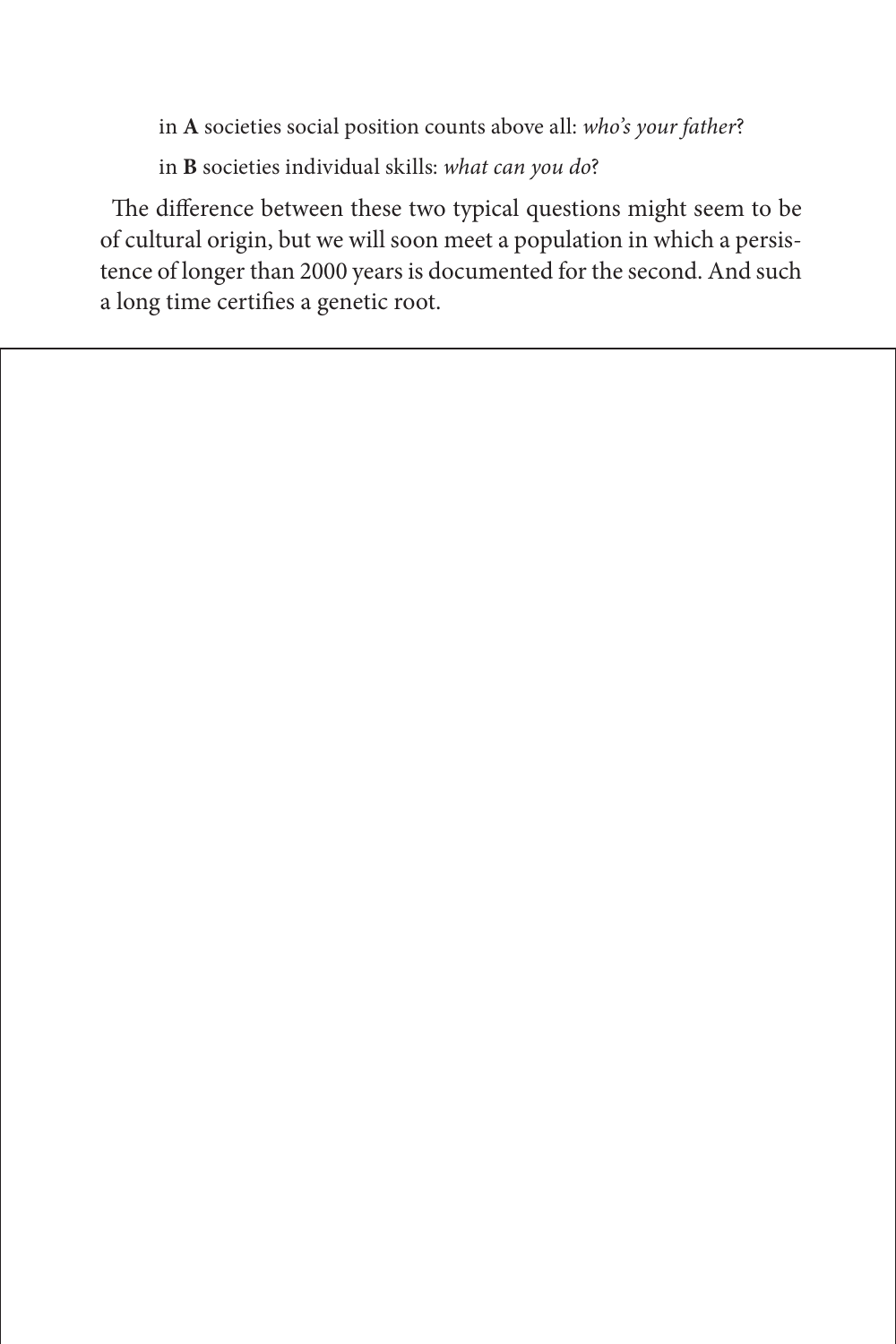in **A** societies social position counts above all: *who's your father*?

in **B** societies individual skills: *what can you do*?

The difference between these two typical questions might seem to be of cultural origin, but we will soon meet a population in which a persistence of longer than 2000 years is documented for the second. And such a long time certifies a genetic root.